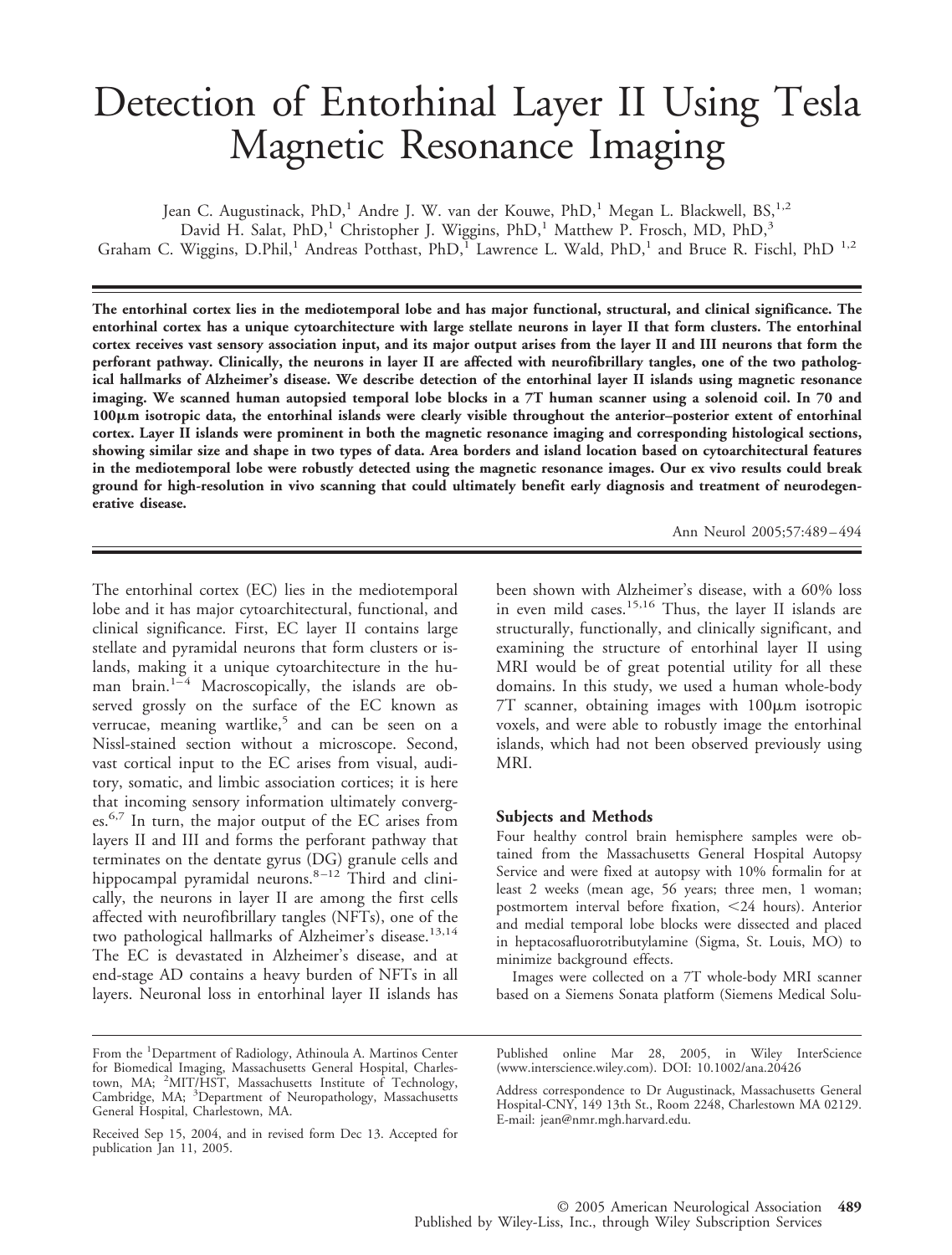# Detection of Entorhinal Layer II Using Tesla Magnetic Resonance Imaging

Jean C. Augustinack, PhD,[1] Andre J. W. van der Kouwe, PhD,[1] Megan L. Blackwell, BS,[1,2] David H. Salat, PhD,[1] Christopher J. Wiggins, PhD,[1] Matthew P. Frosch, MD, PhD,[3] Graham C. Wiggins, D.Phil,[1] Andreas Potthast, PhD,[1] Lawrence L. Wald, PhD,[1] and Bruce R. Fischl, PhD [1,2]

**The entorhinal cortex lies in the mediotemporal lobe and has major functional, structural, and clinical significance. The entorhinal cortex has a unique cytoarchitecture with large stellate neurons in layer II that form clusters. The entorhinal cortex receives vast sensory association input, and its major output arises from the layer II and III neurons that form the perforant pathway. Clinically, the neurons in layer II are affected with neurofibrillary tangles, one of the two pathological hallmarks of Alzheimer's disease. We describe detection of the entorhinal layer II islands using magnetic resonance imaging. We scanned human autopsied temporal lobe blocks in a 7T human scanner using a solenoid coil. In 70 and 100μm isotropic data, the entorhinal islands were clearly visible throughout the anterior–posterior extent of entorhinal cortex. Layer II islands were prominent in both the magnetic resonance imaging and corresponding histological sections, showing similar size and shape in two types of data. Area borders and island location based on cytoarchitectural features in the mediotemporal lobe were robustly detected using the magnetic resonance images. Our ex vivo results could break ground for high-resolution in vivo scanning that could ultimately benefit early diagnosis and treatment of neurodegenerative disease.**

Ann Neurol 2005;57:489–494

The entorhinal cortex (EC) lies in the mediotemporal lobe and it has major cytoarchitectural, functional, and clinical significance. First, EC layer II contains large stellate and pyramidal neurons that form clusters or islands, making it a unique cytoarchitecture in the human brain.[1–4] Macroscopically, the islands are observed grossly on the surface of the EC known as verrucae, meaning wartlike,[5] and can be seen on a Nissl-stained section without a microscope. Second, vast cortical input to the EC arises from visual, auditory, somatic, and limbic association cortices; it is here that incoming sensory information ultimately converges.[6,7] In turn, the major output of the EC arises from layers II and III and forms the perforant pathway that terminates on the dentate gyrus (DG) granule cells and hippocampal pyramidal neurons.[8–12] Third and clinically, the neurons in layer II are among the first cells affected with neurofibrillary tangles (NFTs), one of the two pathological hallmarks of Alzheimer's disease.[13,14] The EC is devastated in Alzheimer's disease, and at end-stage AD contains a heavy burden of NFTs in all layers. Neuronal loss in entorhinal layer II islands has been shown with Alzheimer's disease, with a 60% loss in even mild cases.[15,16] Thus, the layer II islands are structurally, functionally, and clinically significant, and examining the structure of entorhinal layer II using MRI would be of great potential utility for all these domains. In this study, we used a human whole-body 7T scanner, obtaining images with 100μm isotropic voxels, and were able to robustly image the entorhinal islands, which had not been observed previously using MRI.

### Subjects and Methods

Four healthy control brain hemisphere samples were obtained from the Massachusetts General Hospital Autopsy Service and were fixed at autopsy with 10% formalin for at least 2 weeks (mean age, 56 years; three men, 1 woman; postmortem interval before fixation, <24 hours). Anterior and medial temporal lobe blocks were dissected and placed in heptacosafluorotributylamine (Sigma, St. Louis, MO) to minimize background effects.

Images were collected on a 7T whole-body MRI scanner based on a Siemens Sonata platform (Siemens Medical Solu-

From the [1]Department of Radiology, Athinoula A. Martinos Center for Biomedical Imaging, Massachusetts General Hospital, Charlestown, MA; [2]MIT/HST, Massachusetts Institute of Technology, Cambridge, MA; [3]Department of Neuropathology, Massachusetts General Hospital, Charlestown, MA.

Received Sep 15, 2004, and in revised form Dec 13. Accepted for publication Jan 11, 2005.

Published online Mar 28, 2005, in Wiley InterScience (www.interscience.wiley.com). DOI: 10.1002/ana.20426

Address correspondence to Dr Augustinack, Massachusetts General Hospital-CNY, 149 13th St., Room 2248, Charlestown MA 02129. E-mail: jean@nmr.mgh.harvard.edu.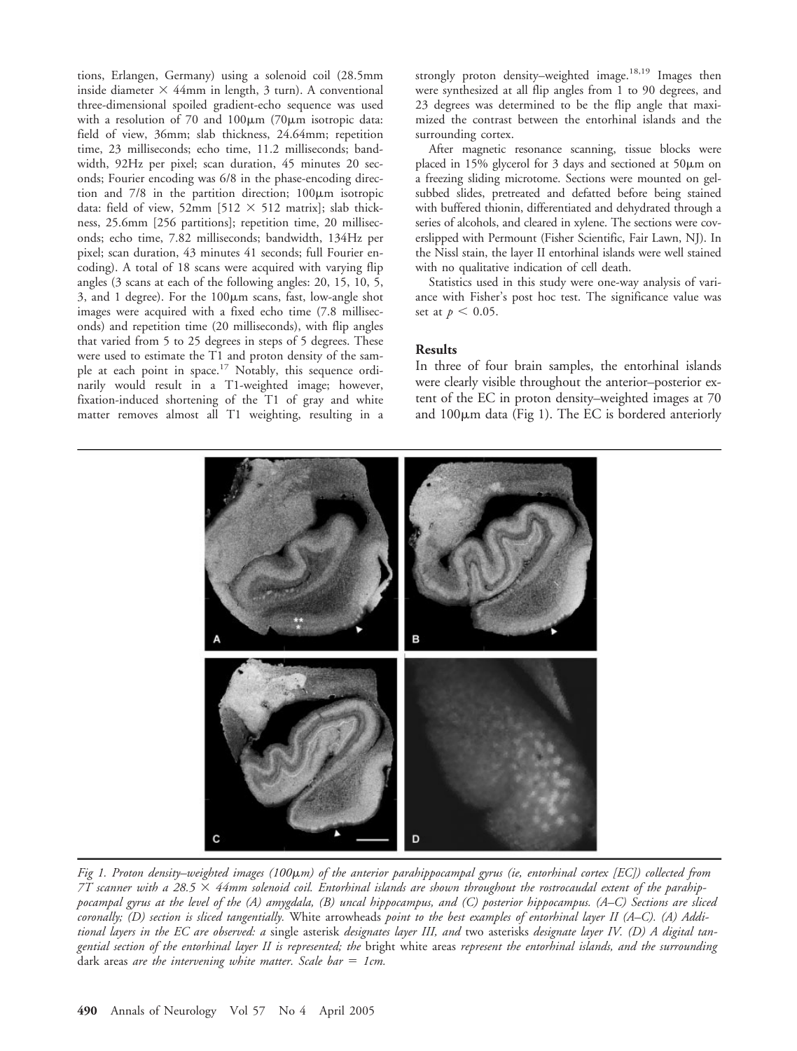tions, Erlangen, Germany) using a solenoid coil (28.5mm inside diameter × 44mm in length, 3 turn). A conventional three-dimensional spoiled gradient-echo sequence was used with a resolution of 70 and 100μm (70μm isotropic data: field of view, 36mm; slab thickness, 24.64mm; repetition time, 23 milliseconds; echo time, 11.2 milliseconds; bandwidth, 92Hz per pixel; scan duration, 45 minutes 20 seconds; Fourier encoding was 6/8 in the phase-encoding direction and 7/8 in the partition direction; 100μm isotropic data: field of view, 52mm [512 × 512 matrix]; slab thickness, 25.6mm [256 partitions]; repetition time, 20 milliseconds; echo time, 7.82 milliseconds; bandwidth, 134Hz per pixel; scan duration, 43 minutes 41 seconds; full Fourier encoding). A total of 18 scans were acquired with varying flip angles (3 scans at each of the following angles: 20, 15, 10, 5, 3, and 1 degree). For the 100μm scans, fast, low-angle shot images were acquired with a fixed echo time (7.8 milliseconds) and repetition time (20 milliseconds), with flip angles that varied from 5 to 25 degrees in steps of 5 degrees. These were used to estimate the T1 and proton density of the sample at each point in space.[17] Notably, this sequence ordinarily would result in a T1-weighted image; however, fixation-induced shortening of the T1 of gray and white matter removes almost all T1 weighting, resulting in a strongly proton density–weighted image.[18,19] Images then were synthesized at all flip angles from 1 to 90 degrees, and 23 degrees was determined to be the flip angle that maximized the contrast between the entorhinal islands and the surrounding cortex.

After magnetic resonance scanning, tissue blocks were placed in 15% glycerol for 3 days and sectioned at 50μm on a freezing sliding microtome. Sections were mounted on gel-subbed slides, pretreated and defatted before being stained with buffered thionin, differentiated and dehydrated through a series of alcohols, and cleared in xylene. The sections were coverslipped with Permount (Fisher Scientific, Fair Lawn, NJ). In the Nissl stain, the layer II entorhinal islands were well stained with no qualitative indication of cell death.

Statistics used in this study were one-way analysis of variance with Fisher's post hoc test. The significance value was set at $p < 0.05$.

## Results

In three of four brain samples, the entorhinal islands were clearly visible throughout the anterior–posterior extent of the EC in proton density–weighted images at 70 and 100μm data (Fig 1). The EC is bordered anteriorly

*Fig 1. Proton density–weighted images (100μm) of the anterior parahippocampal gyrus (ie, entorhinal cortex [EC]) collected from 7T scanner with a 28.5 × 44mm solenoid coil. Entorhinal islands are shown throughout the rostrocaudal extent of the parahippocampal gyrus at the level of the (A) amygdala, (B) uncal hippocampus, and (C) posterior hippocampus. (A–C) Sections are sliced coronally; (D) section is sliced tangentially.* White arrowheads *point to the best examples of entorhinal layer II (A–C). (A) Additional layers in the EC are observed: a* single asterisk *designates layer III, and* two asterisks *designate layer IV. (D) A digital tangential section of the entorhinal layer II is represented; the* bright white areas *represent the entorhinal islands, and the surrounding* dark areas *are the intervening white matter. Scale bar = 1cm.*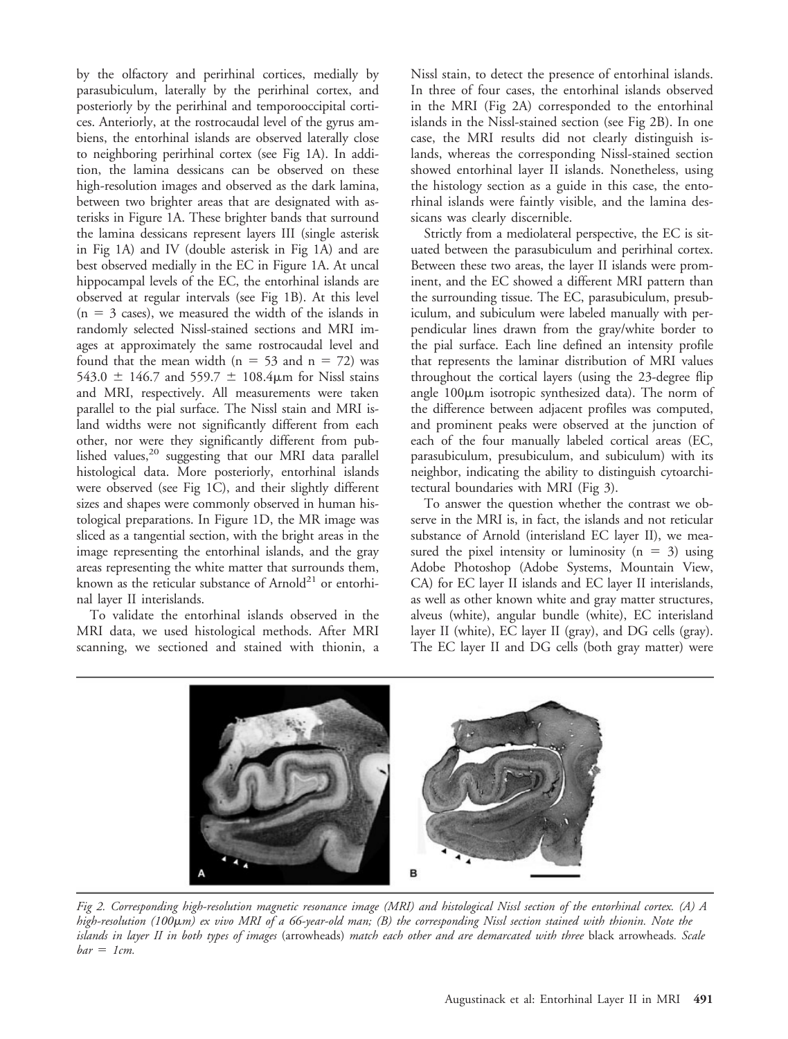by the olfactory and perirhinal cortices, medially by parasubiculum, laterally by the perirhinal cortex, and posteriorly by the perirhinal and temporooccipital cortices. Anteriorly, at the rostrocaudal level of the gyrus ambiens, the entorhinal islands are observed laterally close to neighboring perirhinal cortex (see Fig 1A). In addition, the lamina dessicans can be observed on these high-resolution images and observed as the dark lamina, between two brighter areas that are designated with asterisks in Figure 1A. These brighter bands that surround the lamina dessicans represent layers III (single asterisk in Fig 1A) and IV (double asterisk in Fig 1A) and are best observed medially in the EC in Figure 1A. At uncal hippocampal levels of the EC, the entorhinal islands are observed at regular intervals (see Fig 1B). At this level ($n = 3$ cases), we measured the width of the islands in randomly selected Nissl-stained sections and MRI images at approximately the same rostrocaudal level and found that the mean width ($n = 53$ and $n = 72$) was $543.0 \pm 146.7$ and $559.7 \pm 108.4\mu m$ for Nissl stains and MRI, respectively. All measurements were taken parallel to the pial surface. The Nissl stain and MRI island widths were not significantly different from each other, nor were they significantly different from published values,[20] suggesting that our MRI data parallel histological data. More posteriorly, entorhinal islands were observed (see Fig 1C), and their slightly different sizes and shapes were commonly observed in human histological preparations. In Figure 1D, the MR image was sliced as a tangential section, with the bright areas in the image representing the entorhinal islands, and the gray areas representing the white matter that surrounds them, known as the reticular substance of Arnold[21] or entorhinal layer II interislands.

To validate the entorhinal islands observed in the MRI data, we used histological methods. After MRI scanning, we sectioned and stained with thionin, a Nissl stain, to detect the presence of entorhinal islands. In three of four cases, the entorhinal islands observed in the MRI (Fig 2A) corresponded to the entorhinal islands in the Nissl-stained section (see Fig 2B). In one case, the MRI results did not clearly distinguish islands, whereas the corresponding Nissl-stained section showed entorhinal layer II islands. Nonetheless, using the histology section as a guide in this case, the entorhinal islands were faintly visible, and the lamina dessicans was clearly discernible.

Strictly from a mediolateral perspective, the EC is situated between the parasubiculum and perirhinal cortex. Between these two areas, the layer II islands were prominent, and the EC showed a different MRI pattern than the surrounding tissue. The EC, parasubiculum, presubiculum, and subiculum were labeled manually with perpendicular lines drawn from the gray/white border to the pial surface. Each line defined an intensity profile that represents the laminar distribution of MRI values throughout the cortical layers (using the 23-degree flip angle $100\mu m$ isotropic synthesized data). The norm of the difference between adjacent profiles was computed, and prominent peaks were observed at the junction of each of the four manually labeled cortical areas (EC, parasubiculum, presubiculum, and subiculum) with its neighbor, indicating the ability to distinguish cytoarchitectural boundaries with MRI (Fig 3).

To answer the question whether the contrast we observe in the MRI is, in fact, the islands and not reticular substance of Arnold (interisland EC layer II), we measured the pixel intensity or luminosity ($n = 3$) using Adobe Photoshop (Adobe Systems, Mountain View, CA) for EC layer II islands and EC layer II interislands, as well as other known white and gray matter structures, alveus (white), angular bundle (white), EC interisland layer II (white), EC layer II (gray), and DG cells (gray). The EC layer II and DG cells (both gray matter) were

*Fig 2. Corresponding high-resolution magnetic resonance image (MRI) and histological Nissl section of the entorhinal cortex. (A) A high-resolution (100μm) ex vivo MRI of a 66-year-old man; (B) the corresponding Nissl section stained with thionin. Note the islands in layer II in both types of images* (arrowheads) *match each other and are demarcated with three* black arrowheads*. Scale bar = 1cm.*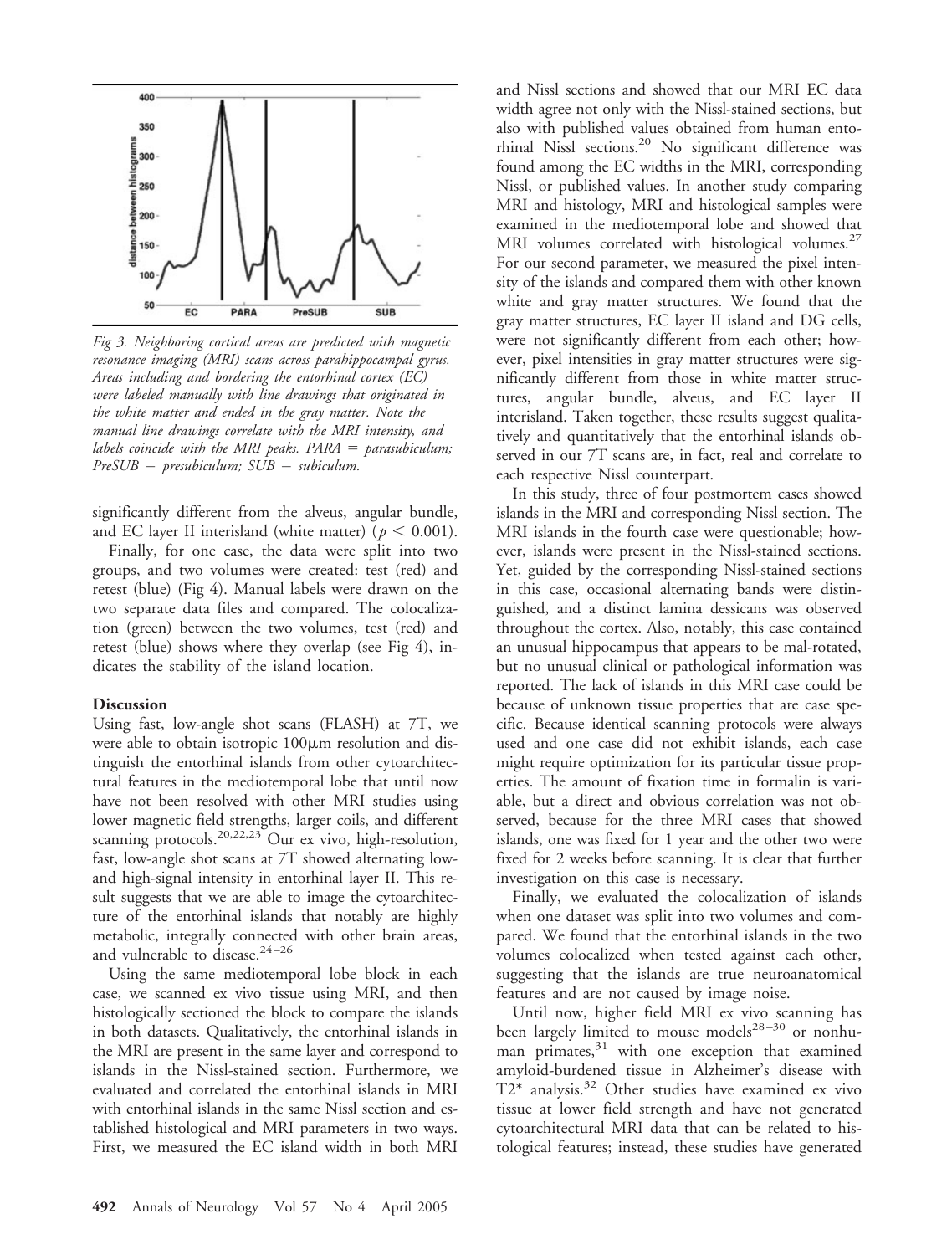400
350
300
250
200
150
100
50
distance between histograms
EC
PARA
PreSUB
SUB

*Fig 3. Neighboring cortical areas are predicted with magnetic resonance imaging (MRI) scans across parahippocampal gyrus. Areas including and bordering the entorhinal cortex (EC) were labeled manually with line drawings that originated in the white matter and ended in the gray matter. Note the manual line drawings correlate with the MRI intensity, and labels coincide with the MRI peaks. PARA = parasubiculum; PreSUB = presubiculum; SUB = subiculum.*

significantly different from the alveus, angular bundle, and EC layer II interisland (white matter) ($p < 0.001$).

Finally, for one case, the data were split into two groups, and two volumes were created: test (red) and retest (blue) (Fig 4). Manual labels were drawn on the two separate data files and compared. The colocalization (green) between the two volumes, test (red) and retest (blue) shows where they overlap (see Fig 4), indicates the stability of the island location.

## Discussion

Using fast, low-angle shot scans (FLASH) at 7T, we were able to obtain isotropic 100μm resolution and distinguish the entorhinal islands from other cytoarchitectural features in the mediotemporal lobe that until now have not been resolved with other MRI studies using lower magnetic field strengths, larger coils, and different scanning protocols.[20,22,23] Our ex vivo, high-resolution, fast, low-angle shot scans at 7T showed alternating low- and high-signal intensity in entorhinal layer II. This result suggests that we are able to image the cytoarchitecture of the entorhinal islands that notably are highly metabolic, integrally connected with other brain areas, and vulnerable to disease.[24–26]

Using the same mediotemporal lobe block in each case, we scanned ex vivo tissue using MRI, and then histologically sectioned the block to compare the islands in both datasets. Qualitatively, the entorhinal islands in the MRI are present in the same layer and correspond to islands in the Nissl-stained section. Furthermore, we evaluated and correlated the entorhinal islands in MRI with entorhinal islands in the same Nissl section and established histological and MRI parameters in two ways. First, we measured the EC island width in both MRI and Nissl sections and showed that our MRI EC data width agree not only with the Nissl-stained sections, but also with published values obtained from human entorhinal Nissl sections.[20] No significant difference was found among the EC widths in the MRI, corresponding Nissl, or published values. In another study comparing MRI and histology, MRI and histological samples were examined in the mediotemporal lobe and showed that MRI volumes correlated with histological volumes.[27] For our second parameter, we measured the pixel intensity of the islands and compared them with other known white and gray matter structures. We found that the gray matter structures, EC layer II island and DG cells, were not significantly different from each other; however, pixel intensities in gray matter structures were significantly different from those in white matter structures, angular bundle, alveus, and EC layer II interisland. Taken together, these results suggest qualitatively and quantitatively that the entorhinal islands observed in our 7T scans are, in fact, real and correlate to each respective Nissl counterpart.

In this study, three of four postmortem cases showed islands in the MRI and corresponding Nissl section. The MRI islands in the fourth case were questionable; however, islands were present in the Nissl-stained sections. Yet, guided by the corresponding Nissl-stained sections in this case, occasional alternating bands were distinguished, and a distinct lamina dessicans was observed throughout the cortex. Also, notably, this case contained an unusual hippocampus that appears to be mal-rotated, but no unusual clinical or pathological information was reported. The lack of islands in this MRI case could be because of unknown tissue properties that are case specific. Because identical scanning protocols were always used and one case did not exhibit islands, each case might require optimization for its particular tissue properties. The amount of fixation time in formalin is variable, but a direct and obvious correlation was not observed, because for the three MRI cases that showed islands, one was fixed for 1 year and the other two were fixed for 2 weeks before scanning. It is clear that further investigation on this case is necessary.

Finally, we evaluated the colocalization of islands when one dataset was split into two volumes and compared. We found that the entorhinal islands in the two volumes colocalized when tested against each other, suggesting that the islands are true neuroanatomical features and are not caused by image noise.

Until now, higher field MRI ex vivo scanning has been largely limited to mouse models[28–30] or nonhuman primates,[31] with one exception that examined amyloid-burdened tissue in Alzheimer's disease with T2* analysis.[32] Other studies have examined ex vivo tissue at lower field strength and have not generated cytoarchitectural MRI data that can be related to histological features; instead, these studies have generated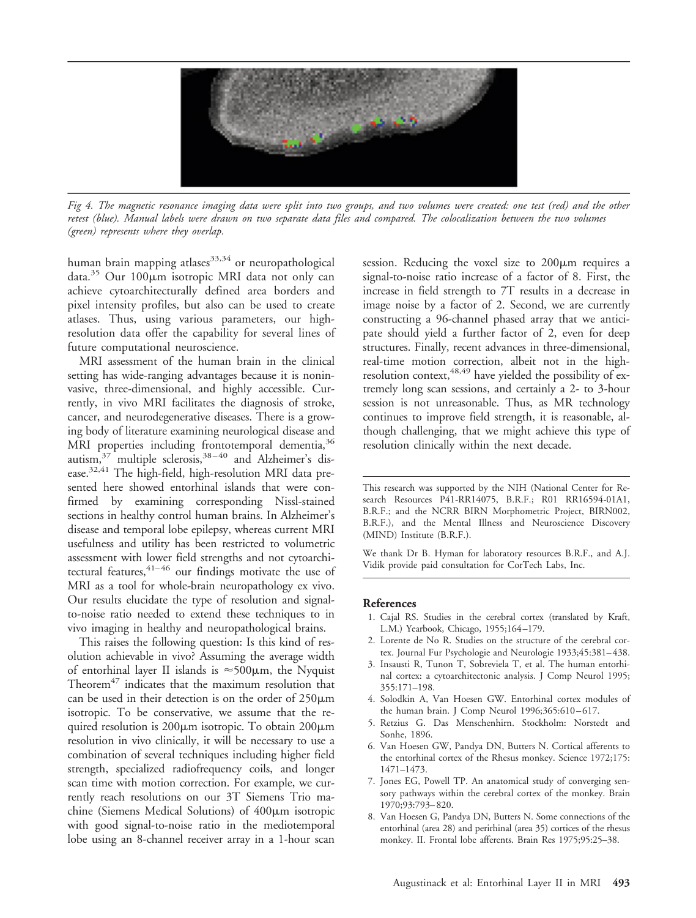*Fig 4. The magnetic resonance imaging data were split into two groups, and two volumes were created: one test (red) and the other retest (blue). Manual labels were drawn on two separate data files and compared. The colocalization between the two volumes (green) represents where they overlap.*

human brain mapping atlases[33,34] or neuropathological data.[35] Our 100μm isotropic MRI data not only can achieve cytoarchitecturally defined area borders and pixel intensity profiles, but also can be used to create atlases. Thus, using various parameters, our high-resolution data offer the capability for several lines of future computational neuroscience.

MRI assessment of the human brain in the clinical setting has wide-ranging advantages because it is noninvasive, three-dimensional, and highly accessible. Currently, in vivo MRI facilitates the diagnosis of stroke, cancer, and neurodegenerative diseases. There is a growing body of literature examining neurological disease and MRI properties including frontotemporal dementia,[36] autism,[37] multiple sclerosis,[38–40] and Alzheimer's disease.[32,41] The high-field, high-resolution MRI data presented here showed entorhinal islands that were confirmed by examining corresponding Nissl-stained sections in healthy control human brains. In Alzheimer's disease and temporal lobe epilepsy, whereas current MRI usefulness and utility has been restricted to volumetric assessment with lower field strengths and not cytoarchitectural features,[41–46] our findings motivate the use of MRI as a tool for whole-brain neuropathology ex vivo. Our results elucidate the type of resolution and signal-to-noise ratio needed to extend these techniques to in vivo imaging in healthy and neuropathological brains.

This raises the following question: Is this kind of resolution achievable in vivo? Assuming the average width of entorhinal layer II islands is ≈500μm, the Nyquist Theorem[47] indicates that the maximum resolution that can be used in their detection is on the order of 250μm isotropic. To be conservative, we assume that the required resolution is 200μm isotropic. To obtain 200μm resolution in vivo clinically, it will be necessary to use a combination of several techniques including higher field strength, specialized radiofrequency coils, and longer scan time with motion correction. For example, we currently reach resolutions on our 3T Siemens Trio machine (Siemens Medical Solutions) of 400μm isotropic with good signal-to-noise ratio in the mediotemporal lobe using an 8-channel receiver array in a 1-hour scan session. Reducing the voxel size to 200μm requires a signal-to-noise ratio increase of a factor of 8. First, the increase in field strength to 7T results in a decrease in image noise by a factor of 2. Second, we are currently constructing a 96-channel phased array that we anticipate should yield a further factor of 2, even for deep structures. Finally, recent advances in three-dimensional, real-time motion correction, albeit not in the high-resolution context,[48,49] have yielded the possibility of extremely long scan sessions, and certainly a 2- to 3-hour session is not unreasonable. Thus, as MR technology continues to improve field strength, it is reasonable, although challenging, that we might achieve this type of resolution clinically within the next decade.

This research was supported by the NIH (National Center for Research Resources P41-RR14075, B.R.F.; R01 RR16594-01A1, B.R.F.; and the NCRR BIRN Morphometric Project, BIRN002, B.R.F.), and the Mental Illness and Neuroscience Discovery (MIND) Institute (B.R.F.).

We thank Dr B. Hyman for laboratory resources B.R.F., and A.J. Vidik provide paid consultation for CorTech Labs, Inc.

## References

1. Cajal RS. Studies in the cerebral cortex (translated by Kraft, L.M.) Yearbook, Chicago, 1955;164–179.
2. Lorente de No R. Studies on the structure of the cerebral cortex. Journal Fur Psychologie and Neurologie 1933;45:381–438.
3. Insausti R, Tunon T, Sobreviela T, et al. The human entorhinal cortex: a cytoarchitectonic analysis. J Comp Neurol 1995; 355:171–198.
4. Solodkin A, Van Hoesen GW. Entorhinal cortex modules of the human brain. J Comp Neurol 1996;365:610–617.
5. Retzius G. Das Menschenhirn. Stockholm: Norstedt and Sonhe, 1896.
6. Van Hoesen GW, Pandya DN, Butters N. Cortical afferents to the entorhinal cortex of the Rhesus monkey. Science 1972;175: 1471–1473.
7. Jones EG, Powell TP. An anatomical study of converging sensory pathways within the cerebral cortex of the monkey. Brain 1970;93:793–820.
8. Van Hoesen G, Pandya DN, Butters N. Some connections of the entorhinal (area 28) and perirhinal (area 35) cortices of the rhesus monkey. II. Frontal lobe afferents. Brain Res 1975;95:25–38.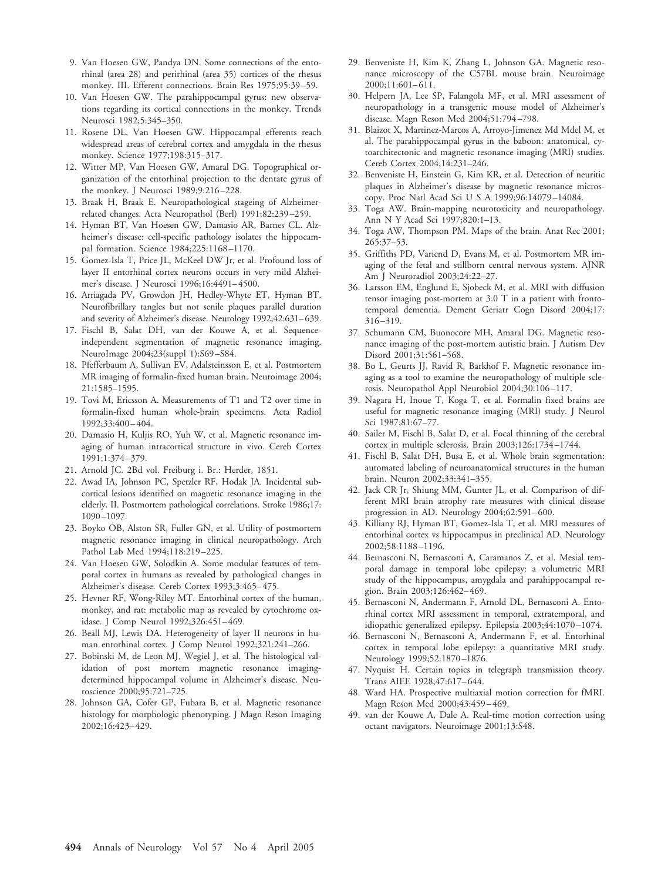9. Van Hoesen GW, Pandya DN. Some connections of the entorhinal (area 28) and perirhinal (area 35) cortices of the rhesus monkey. III. Efferent connections. Brain Res 1975;95:39–59.
10. Van Hoesen GW. The parahippocampal gyrus: new observations regarding its cortical connections in the monkey. Trends Neurosci 1982;5:345–350.
11. Rosene DL, Van Hoesen GW. Hippocampal efferents reach widespread areas of cerebral cortex and amygdala in the rhesus monkey. Science 1977;198:315–317.
12. Witter MP, Van Hoesen GW, Amaral DG. Topographical organization of the entorhinal projection to the dentate gyrus of the monkey. J Neurosci 1989;9:216–228.
13. Braak H, Braak E. Neuropathological stageing of Alzheimer-related changes. Acta Neuropathol (Berl) 1991;82:239–259.
14. Hyman BT, Van Hoesen GW, Damasio AR, Barnes CL. Alzheimer's disease: cell-specific pathology isolates the hippocampal formation. Science 1984;225:1168–1170.
15. Gomez-Isla T, Price JL, McKeel DW Jr, et al. Profound loss of layer II entorhinal cortex neurons occurs in very mild Alzheimer's disease. J Neurosci 1996;16:4491–4500.
16. Arriagada PV, Growdon JH, Hedley-Whyte ET, Hyman BT. Neurofibrillary tangles but not senile plaques parallel duration and severity of Alzheimer's disease. Neurology 1992;42:631–639.
17. Fischl B, Salat DH, van der Kouwe A, et al. Sequence-independent segmentation of magnetic resonance imaging. NeuroImage 2004;23(suppl 1):S69–S84.
18. Pfefferbaum A, Sullivan EV, Adalsteinsson E, et al. Postmortem MR imaging of formalin-fixed human brain. Neuroimage 2004;21:1585–1595.
19. Tovi M, Ericsson A. Measurements of T1 and T2 over time in formalin-fixed human whole-brain specimens. Acta Radiol 1992;33:400–404.
20. Damasio H, Kuljis RO, Yuh W, et al. Magnetic resonance imaging of human intracortical structure in vivo. Cereb Cortex 1991;1:374–379.
21. Arnold JC. 2Bd vol. Freiburg i. Br.: Herder, 1851.
22. Awad IA, Johnson PC, Spetzler RF, Hodak JA. Incidental subcortical lesions identified on magnetic resonance imaging in the elderly. II. Postmortem pathological correlations. Stroke 1986;17:1090–1097.
23. Boyko OB, Alston SR, Fuller GN, et al. Utility of postmortem magnetic resonance imaging in clinical neuropathology. Arch Pathol Lab Med 1994;118:219–225.
24. Van Hoesen GW, Solodkin A. Some modular features of temporal cortex in humans as revealed by pathological changes in Alzheimer's disease. Cereb Cortex 1993;3:465–475.
25. Hevner RF, Wong-Riley MT. Entorhinal cortex of the human, monkey, and rat: metabolic map as revealed by cytochrome oxidase. J Comp Neurol 1992;326:451–469.
26. Beall MJ, Lewis DA. Heterogeneity of layer II neurons in human entorhinal cortex. J Comp Neurol 1992;321:241–266.
27. Bobinski M, de Leon MJ, Wegiel J, et al. The histological validation of post mortem magnetic resonance imaging-determined hippocampal volume in Alzheimer's disease. Neuroscience 2000;95:721–725.
28. Johnson GA, Cofer GP, Fubara B, et al. Magnetic resonance histology for morphologic phenotyping. J Magn Reson Imaging 2002;16:423–429.
29. Benveniste H, Kim K, Zhang L, Johnson GA. Magnetic resonance microscopy of the C57BL mouse brain. Neuroimage 2000;11:601–611.
30. Helpern JA, Lee SP, Falangola MF, et al. MRI assessment of neuropathology in a transgenic mouse model of Alzheimer's disease. Magn Reson Med 2004;51:794–798.
31. Blaizot X, Martinez-Marcos A, Arroyo-Jimenez Md Mdel M, et al. The parahippocampal gyrus in the baboon: anatomical, cytoarchitectonic and magnetic resonance imaging (MRI) studies. Cereb Cortex 2004;14:231–246.
32. Benveniste H, Einstein G, Kim KR, et al. Detection of neuritic plaques in Alzheimer's disease by magnetic resonance microscopy. Proc Natl Acad Sci U S A 1999;96:14079–14084.
33. Toga AW. Brain-mapping neurotoxicity and neuropathology. Ann N Y Acad Sci 1997;820:1–13.
34. Toga AW, Thompson PM. Maps of the brain. Anat Rec 2001;265:37–53.
35. Griffiths PD, Variend D, Evans M, et al. Postmortem MR imaging of the fetal and stillborn central nervous system. AJNR Am J Neuroradiol 2003;24:22–27.
36. Larsson EM, Englund E, Sjobeck M, et al. MRI with diffusion tensor imaging post-mortem at 3.0 T in a patient with frontotemporal dementia. Dement Geriatr Cogn Disord 2004;17:316–319.
37. Schumann CM, Buonocore MH, Amaral DG. Magnetic resonance imaging of the post-mortem autistic brain. J Autism Dev Disord 2001;31:561–568.
38. Bo L, Geurts JJ, Ravid R, Barkhof F. Magnetic resonance imaging as a tool to examine the neuropathology of multiple sclerosis. Neuropathol Appl Neurobiol 2004;30:106–117.
39. Nagara H, Inoue T, Koga T, et al. Formalin fixed brains are useful for magnetic resonance imaging (MRI) study. J Neurol Sci 1987;81:67–77.
40. Sailer M, Fischl B, Salat D, et al. Focal thinning of the cerebral cortex in multiple sclerosis. Brain 2003;126:1734–1744.
41. Fischl B, Salat DH, Busa E, et al. Whole brain segmentation: automated labeling of neuroanatomical structures in the human brain. Neuron 2002;33:341–355.
42. Jack CR Jr, Shiung MM, Gunter JL, et al. Comparison of different MRI brain atrophy rate measures with clinical disease progression in AD. Neurology 2004;62:591–600.
43. Killiany RJ, Hyman BT, Gomez-Isla T, et al. MRI measures of entorhinal cortex vs hippocampus in preclinical AD. Neurology 2002;58:1188–1196.
44. Bernasconi N, Bernasconi A, Caramanos Z, et al. Mesial temporal damage in temporal lobe epilepsy: a volumetric MRI study of the hippocampus, amygdala and parahippocampal region. Brain 2003;126:462–469.
45. Bernasconi N, Andermann F, Arnold DL, Bernasconi A. Entorhinal cortex MRI assessment in temporal, extratemporal, and idiopathic generalized epilepsy. Epilepsia 2003;44:1070–1074.
46. Bernasconi N, Bernasconi A, Andermann F, et al. Entorhinal cortex in temporal lobe epilepsy: a quantitative MRI study. Neurology 1999;52:1870–1876.
47. Nyquist H. Certain topics in telegraph transmission theory. Trans AIEE 1928;47:617–644.
48. Ward HA. Prospective multiaxial motion correction for fMRI. Magn Reson Med 2000;43:459–469.
49. van der Kouwe A, Dale A. Real-time motion correction using octant navigators. Neuroimage 2001;13:S48.